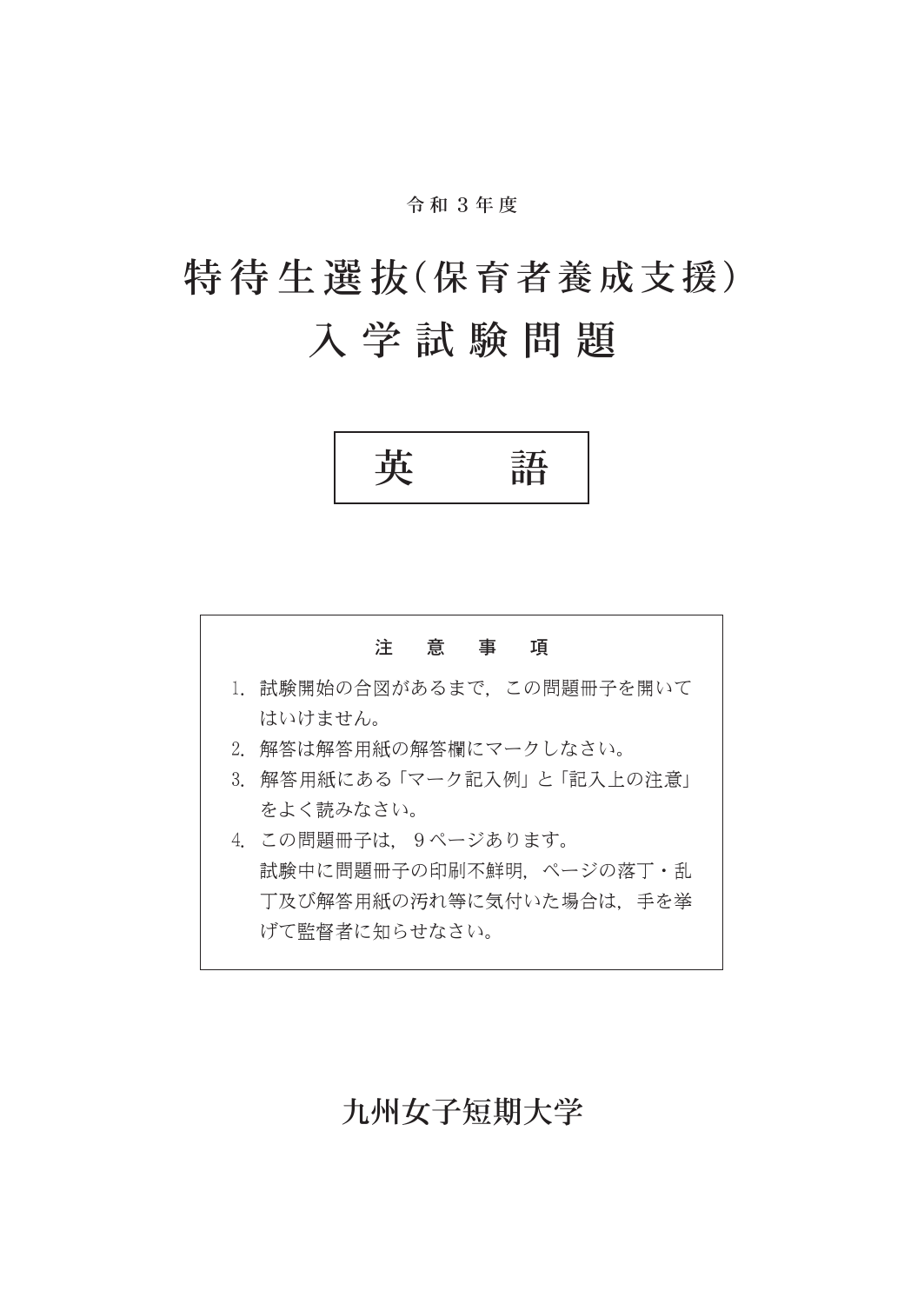令和３年度

# 特待生選抜（保育者養成支援）入学試験問題

## 英　　語

**注　意　事　項**

1. 試験開始の合図があるまで，この問題冊子を開いてはいけません。
2. 解答は解答用紙の解答欄にマークしなさい。
3. 解答用紙にある「マーク記入例」と「記入上の注意」をよく読みなさい。
4. この問題冊子は，９ページあります。
   試験中に問題冊子の印刷不鮮明，ページの落丁・乱丁及び解答用紙の汚れ等に気付いた場合は，手を挙げて監督者に知らせなさい。

九州女子短期大学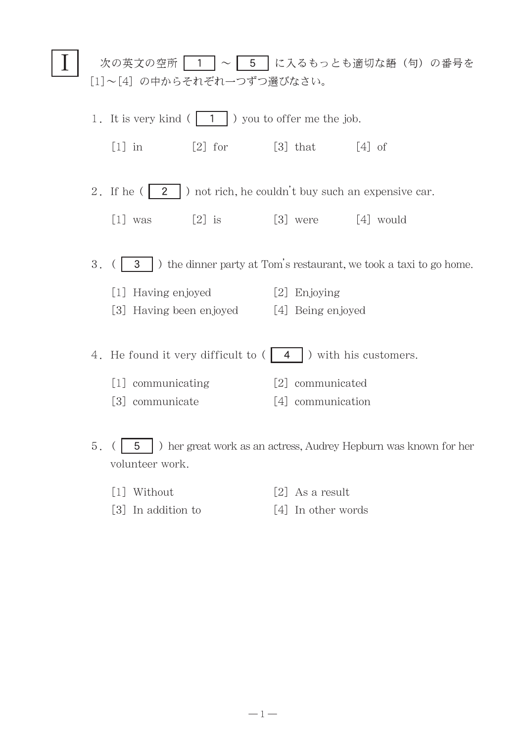# I

次の英文の空所 1 ～ 5 に入るもっとも適切な語（句）の番号を[1]～[4] の中からそれぞれ一つずつ選びなさい。

1．It is very kind ( 1 ) you to offer me the job.

[1] in　　[2] for　　[3] that　　[4] of

2．If he ( 2 ) not rich, he couldn't buy such an expensive car.

[1] was　　[2] is　　[3] were　　[4] would

3．( 3 ) the dinner party at Tom's restaurant, we took a taxi to go home.

[1] Having enjoyed　　[2] Enjoying
[3] Having been enjoyed　　[4] Being enjoyed

4．He found it very difficult to ( 4 ) with his customers.

[1] communicating　　[2] communicated
[3] communicate　　[4] communication

5．( 5 ) her great work as an actress, Audrey Hepburn was known for her volunteer work.

[1] Without　　[2] As a result
[3] In addition to　　[4] In other words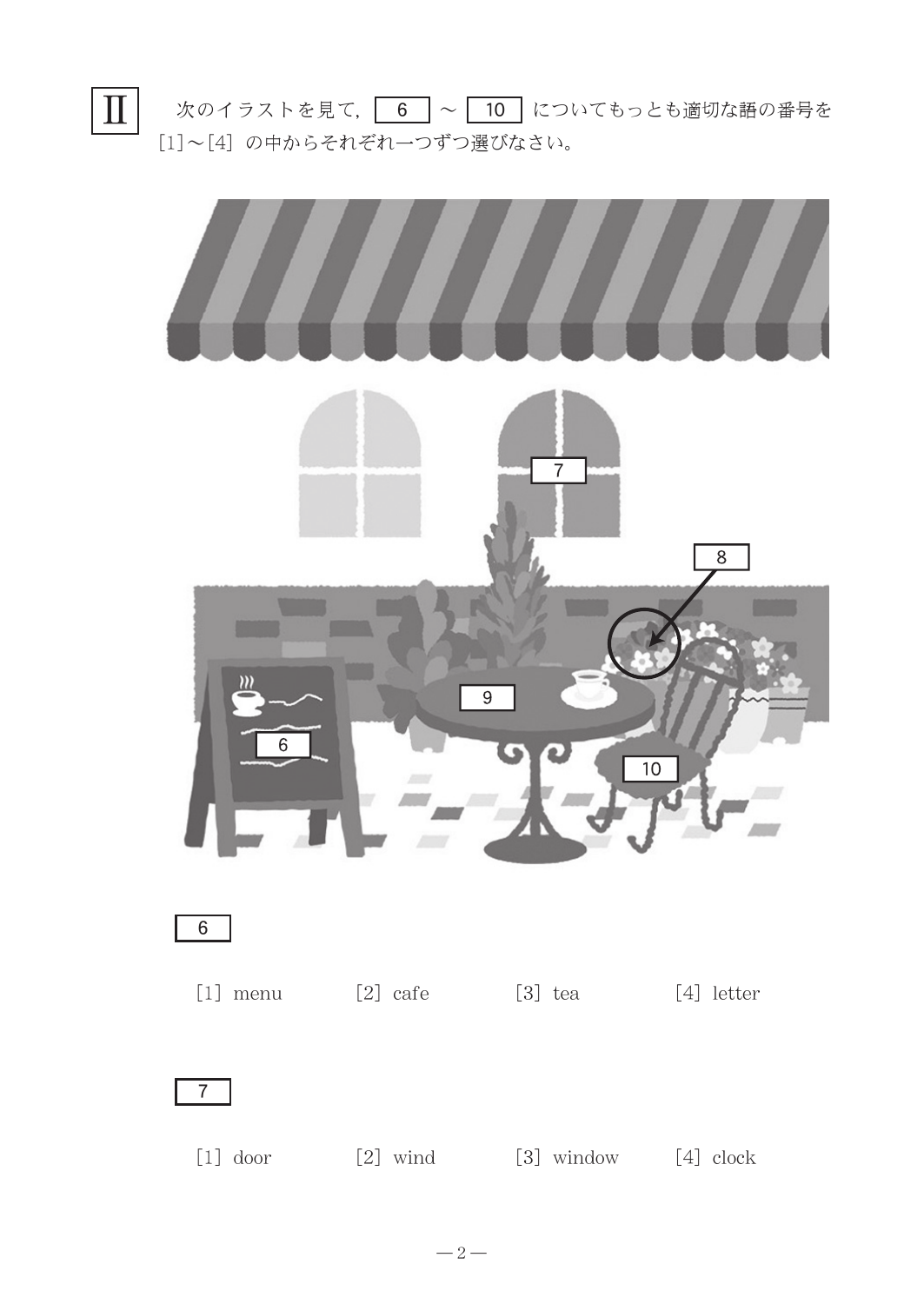# Ⅱ

次のイラストを見て，　6　～　10　についてもっとも適切な語の番号を［1］～［4］の中からそれぞれ一つずつ選びなさい。

6

［1］ menu　　［2］ cafe　　［3］ tea　　［4］ letter

7

［1］ door　　［2］ wind　　［3］ window　　［4］ clock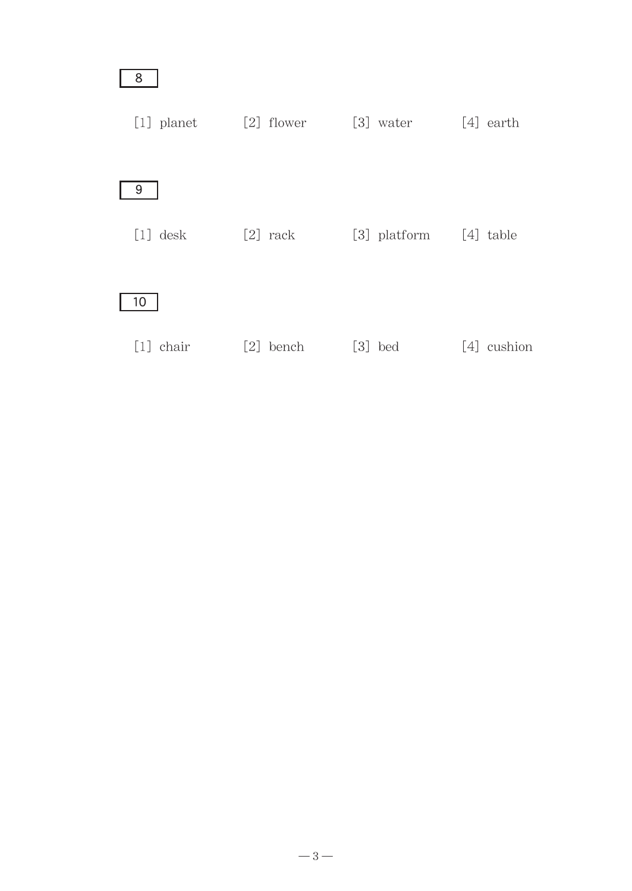**8**

[1] planet　　[2] flower　　[3] water　　[4] earth

**9**

[1] desk　　[2] rack　　[3] platform　　[4] table

**10**

[1] chair　　[2] bench　　[3] bed　　[4] cushion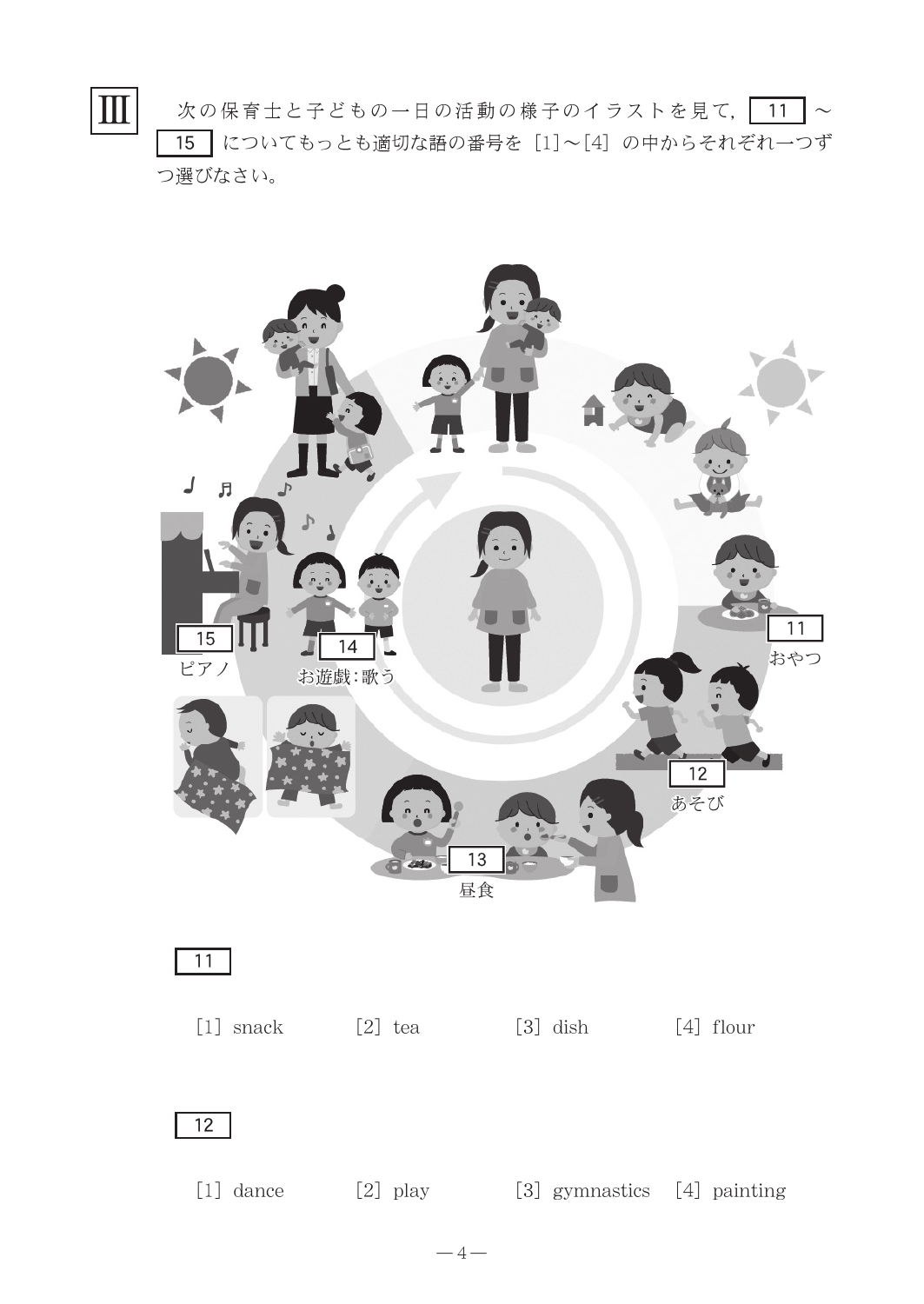**III** 次の保育士と子どもの一日の活動の様子のイラストを見て，[ 11 ] ～ [ 15 ] についてもっとも適切な語の番号を [1]～[4] の中からそれぞれ一つずつ選びなさい。

[ 15 ] ピアノ

[ 14 ] お遊戯：歌う

[ 11 ] おやつ

[ 12 ] あそび

[ 13 ] 昼食

[ 11 ]

[1] snack　　[2] tea　　[3] dish　　[4] flour

[ 12 ]

[1] dance　　[2] play　　[3] gymnastics　　[4] painting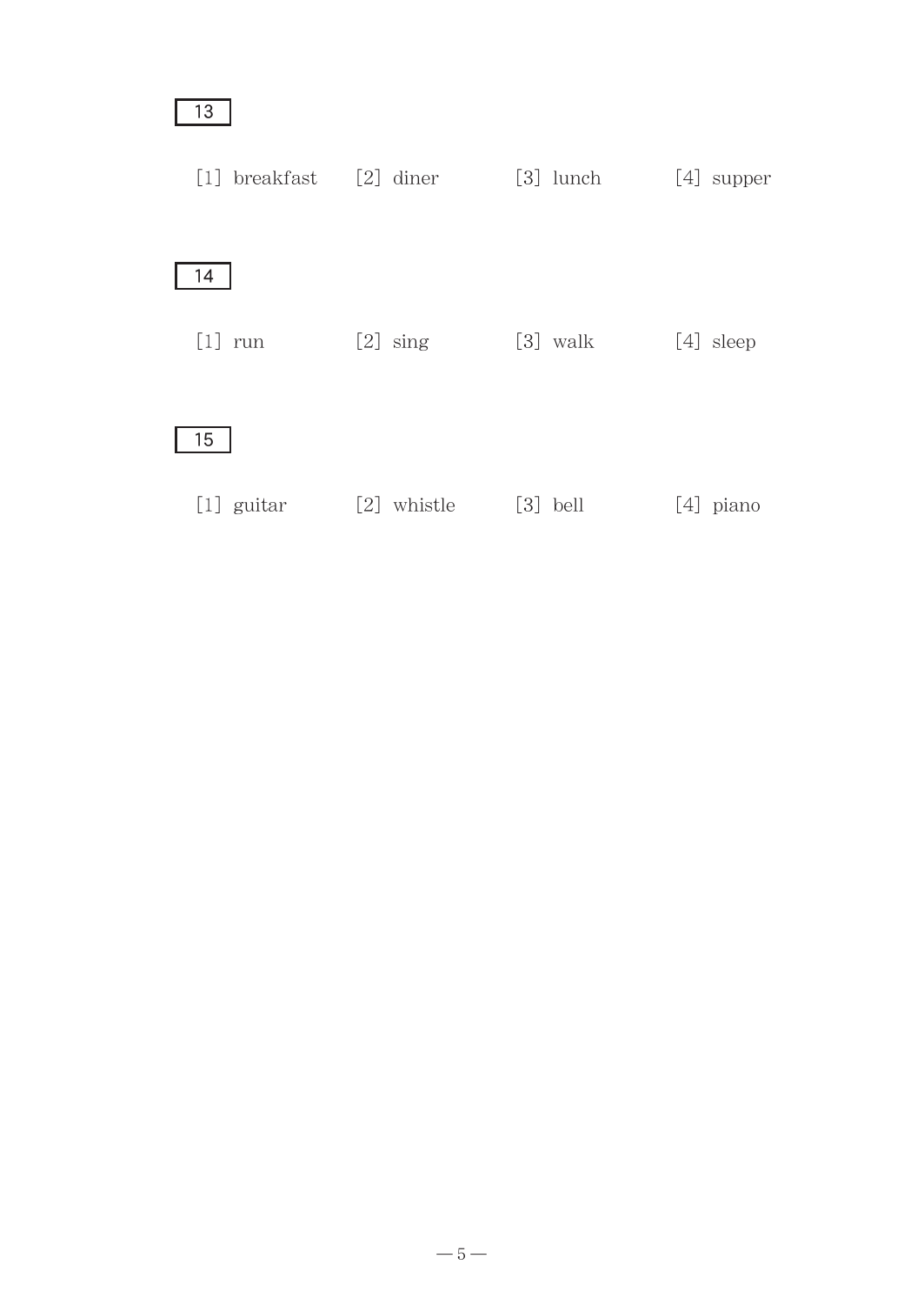13

[1] breakfast [2] diner [3] lunch [4] supper

14

[1] run [2] sing [3] walk [4] sleep

15

[1] guitar [2] whistle [3] bell [4] piano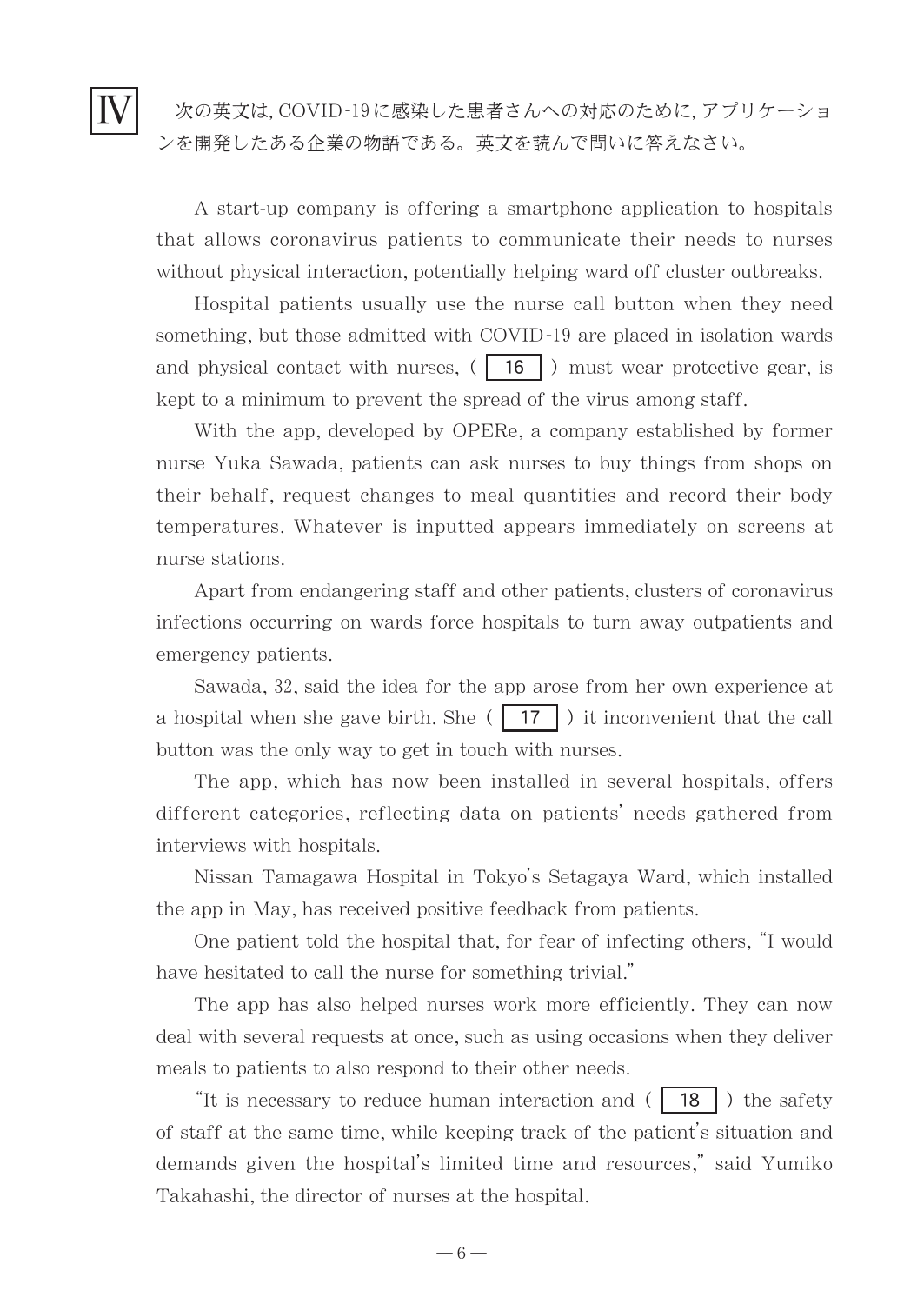# IV

次の英文は, COVID-19に感染した患者さんへの対応のために, アプリケーションを開発したある企業の物語である。英文を読んで問いに答えなさい。

A start-up company is offering a smartphone application to hospitals that allows coronavirus patients to communicate their needs to nurses without physical interaction, potentially helping ward off cluster outbreaks.

Hospital patients usually use the nurse call button when they need something, but those admitted with COVID-19 are placed in isolation wards and physical contact with nurses, ( 16 ) must wear protective gear, is kept to a minimum to prevent the spread of the virus among staff.

With the app, developed by OPERe, a company established by former nurse Yuka Sawada, patients can ask nurses to buy things from shops on their behalf, request changes to meal quantities and record their body temperatures. Whatever is inputted appears immediately on screens at nurse stations.

Apart from endangering staff and other patients, clusters of coronavirus infections occurring on wards force hospitals to turn away outpatients and emergency patients.

Sawada, 32, said the idea for the app arose from her own experience at a hospital when she gave birth. She ( 17 ) it inconvenient that the call button was the only way to get in touch with nurses.

The app, which has now been installed in several hospitals, offers different categories, reflecting data on patients' needs gathered from interviews with hospitals.

Nissan Tamagawa Hospital in Tokyo's Setagaya Ward, which installed the app in May, has received positive feedback from patients.

One patient told the hospital that, for fear of infecting others, "I would have hesitated to call the nurse for something trivial."

The app has also helped nurses work more efficiently. They can now deal with several requests at once, such as using occasions when they deliver meals to patients to also respond to their other needs.

"It is necessary to reduce human interaction and ( 18 ) the safety of staff at the same time, while keeping track of the patient's situation and demands given the hospital's limited time and resources," said Yumiko Takahashi, the director of nurses at the hospital.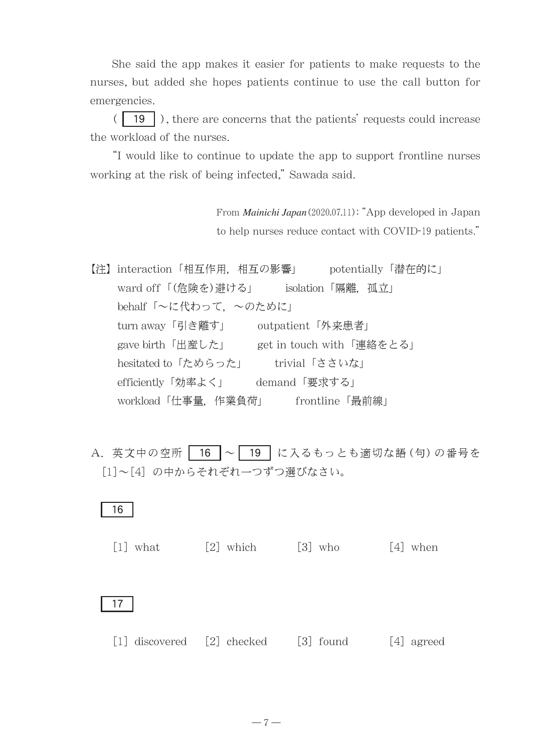She said the app makes it easier for patients to make requests to the nurses, but added she hopes patients continue to use the call button for emergencies.

( 19 ), there are concerns that the patients' requests could increase the workload of the nurses.

"I would like to continue to update the app to support frontline nurses working at the risk of being infected," Sawada said.

From *Mainichi Japan* (2020.07.11): "App developed in Japan to help nurses reduce contact with COVID-19 patients."

【注】interaction「相互作用，相互の影響」　potentially「潜在的に」
ward off「(危険を)避ける」　isolation「隔離，孤立」
behalf「〜に代わって，〜のために」
turn away「引き離す」　outpatient「外来患者」
gave birth「出産した」　get in touch with「連絡をとる」
hesitated to「ためらった」　trivial「ささいな」
efficiently「効率よく」　demand「要求する」
workload「仕事量，作業負荷」　frontline「最前線」

A. 英文中の空所 16 〜 19 に入るもっとも適切な語(句)の番号を[1]〜[4] の中からそれぞれ一つずつ選びなさい。

16

[1] what　[2] which　[3] who　[4] when

17

[1] discovered　[2] checked　[3] found　[4] agreed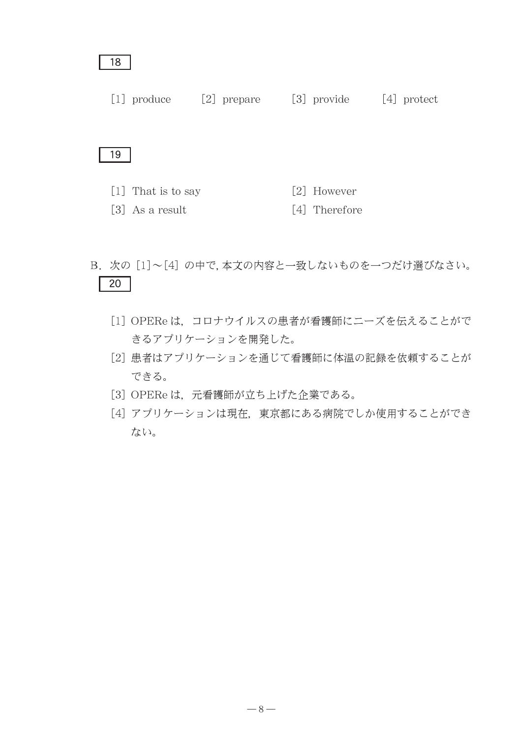18

[1] produce　　[2] prepare　　[3] provide　　[4] protect

19

[1] That is to say　　[2] However

[3] As a result　　[4] Therefore

B. 次の [1]～[4] の中で, 本文の内容と一致しないものを一つだけ選びなさい。 20

[1] OPERe は, コロナウイルスの患者が看護師にニーズを伝えることができるアプリケーションを開発した。

[2] 患者はアプリケーションを通じて看護師に体温の記録を依頼することができる。

[3] OPERe は, 元看護師が立ち上げた企業である。

[4] アプリケーションは現在, 東京都にある病院でしか使用することができない。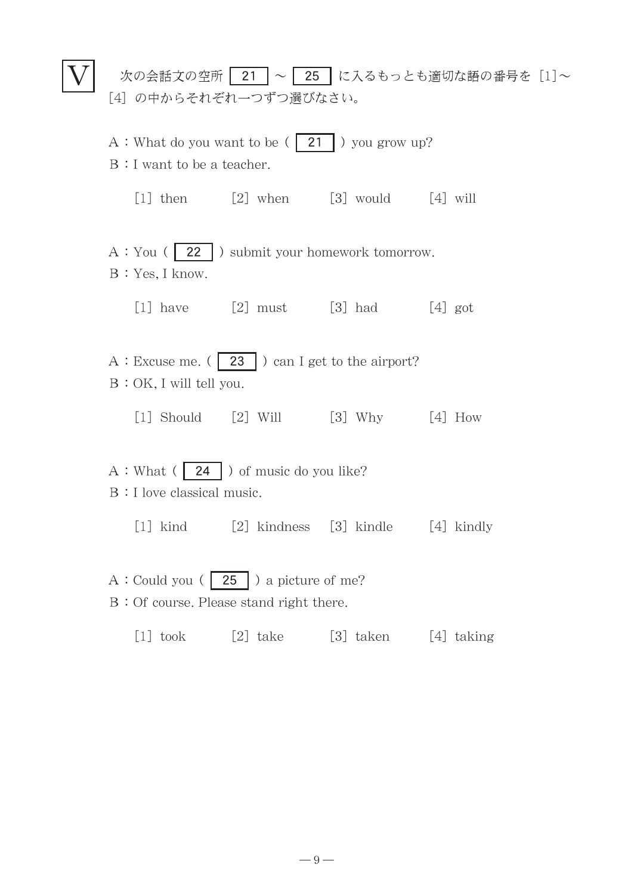# V

次の会話文の空所 21 ～ 25 に入るもっとも適切な語の番号を［1］～［4］の中からそれぞれ一つずつ選びなさい。

A：What do you want to be ( 21 ) you grow up?
B：I want to be a teacher.

［1］then　［2］when　［3］would　［4］will

A：You ( 22 ) submit your homework tomorrow.
B：Yes, I know.

［1］have　［2］must　［3］had　［4］got

A：Excuse me. ( 23 ) can I get to the airport?
B：OK, I will tell you.

［1］Should　［2］Will　［3］Why　［4］How

A：What ( 24 ) of music do you like?
B：I love classical music.

［1］kind　［2］kindness　［3］kindle　［4］kindly

A：Could you ( 25 ) a picture of me?
B：Of course. Please stand right there.

［1］took　［2］take　［3］taken　［4］taking